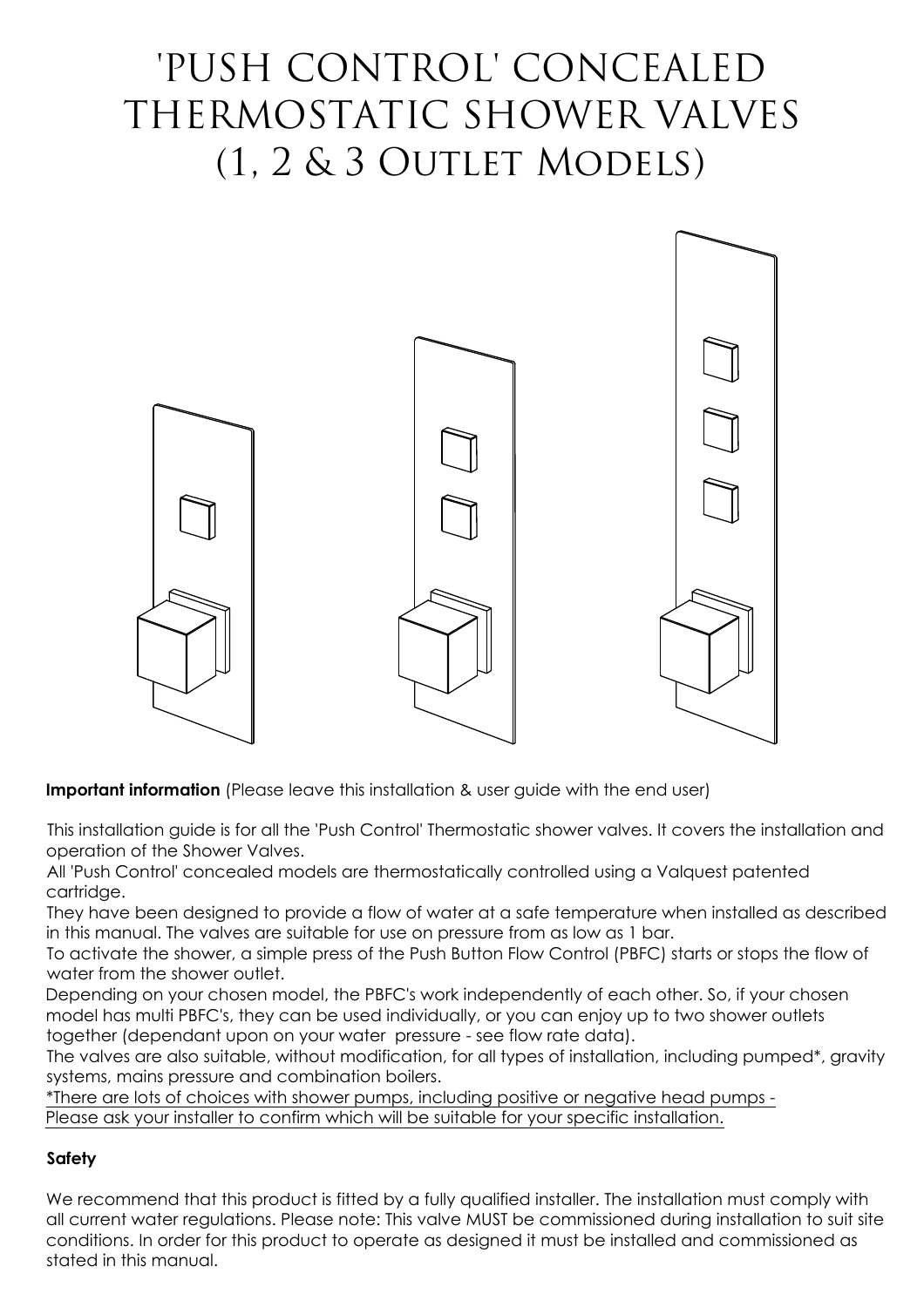# 'PUSH CONTROL' CONCEALED THERMOSTATIC SHOWER VALVES (1, 2 & 3 Outlet Models)

**Important information** (Please leave this installation & user guide with the end user)

This installation guide is for all the 'Push Control' Thermostatic shower valves. It covers the installation and operation of the Shower Valves.

All 'Push Control' concealed models are thermostatically controlled using a Valquest patented cartridge.

They have been designed to provide a flow of water at a safe temperature when installed as described in this manual. The valves are suitable for use on pressure from as low as 1 bar.

To activate the shower, a simple press of the Push Button Flow Control (PBFC) starts or stops the flow of water from the shower outlet.

Depending on your chosen model, the PBFC's work independently of each other. So, if your chosen model has multi PBFC's, they can be used individually, or you can enjoy up to two shower outlets together (dependant upon on your water pressure - see flow rate data).

The valves are also suitable, without modification, for all types of installation, including pumped*, gravity systems, mains pressure and combination boilers.

*There are lots of choices with shower pumps, including positive or negative head pumps - Please ask your installer to confirm which will be suitable for your specific installation.

**Safety**

We recommend that this product is fitted by a fully qualified installer. The installation must comply with all current water regulations. Please note: This valve MUST be commissioned during installation to suit site conditions. In order for this product to operate as designed it must be installed and commissioned as stated in this manual.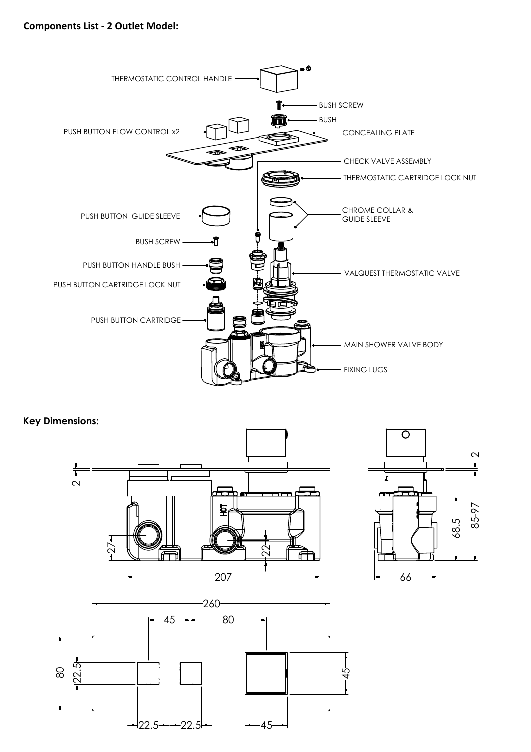**Components List - 2 Outlet Model:**

- THERMOSTATIC CONTROL HANDLE
- BUSH SCREW
- BUSH
- PUSH BUTTON FLOW CONTROL x2
- CONCEALING PLATE
- CHECK VALVE ASSEMBLY
- THERMOSTATIC CARTRIDGE LOCK NUT
- PUSH BUTTON GUIDE SLEEVE
- CHROME COLLAR & GUIDE SLEEVE
- BUSH SCREW
- PUSH BUTTON HANDLE BUSH
- VALQUEST THERMOSTATIC VALVE
- PUSH BUTTON CARTRIDGE LOCK NUT
- PUSH BUTTON CARTRIDGE
- MAIN SHOWER VALVE BODY
- FIXING LUGS

**Key Dimensions:**

HOT

2, 27, 22, 207, 2, 68.5, 85-97, 66, 260, 45, 80, 80, 22.5, 45, 22.5, 22.5, 45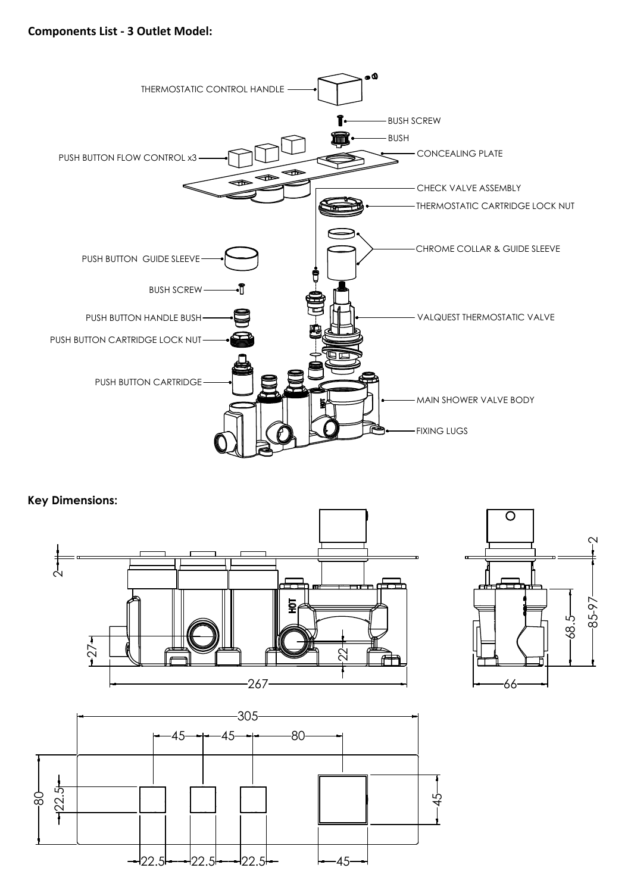**Components List - 3 Outlet Model:**

THERMOSTATIC CONTROL HANDLE

BUSH SCREW

BUSH

PUSH BUTTON FLOW CONTROL x3

CONCEALING PLATE

CHECK VALVE ASSEMBLY

THERMOSTATIC CARTRIDGE LOCK NUT

PUSH BUTTON GUIDE SLEEVE

CHROME COLLAR & GUIDE SLEEVE

BUSH SCREW

PUSH BUTTON HANDLE BUSH

VALQUEST THERMOSTATIC VALVE

PUSH BUTTON CARTRIDGE LOCK NUT

PUSH BUTTON CARTRIDGE

MAIN SHOWER VALVE BODY

FIXING LUGS

**Key Dimensions:**

2 — 27 — 22 — 267 — HOT

2 — 68.5 — 85-97 — 66

305 — 45 — 45 — 80 — 80 — 22.5 — 45 — 22.5 — 22.5 — 22.5 — 45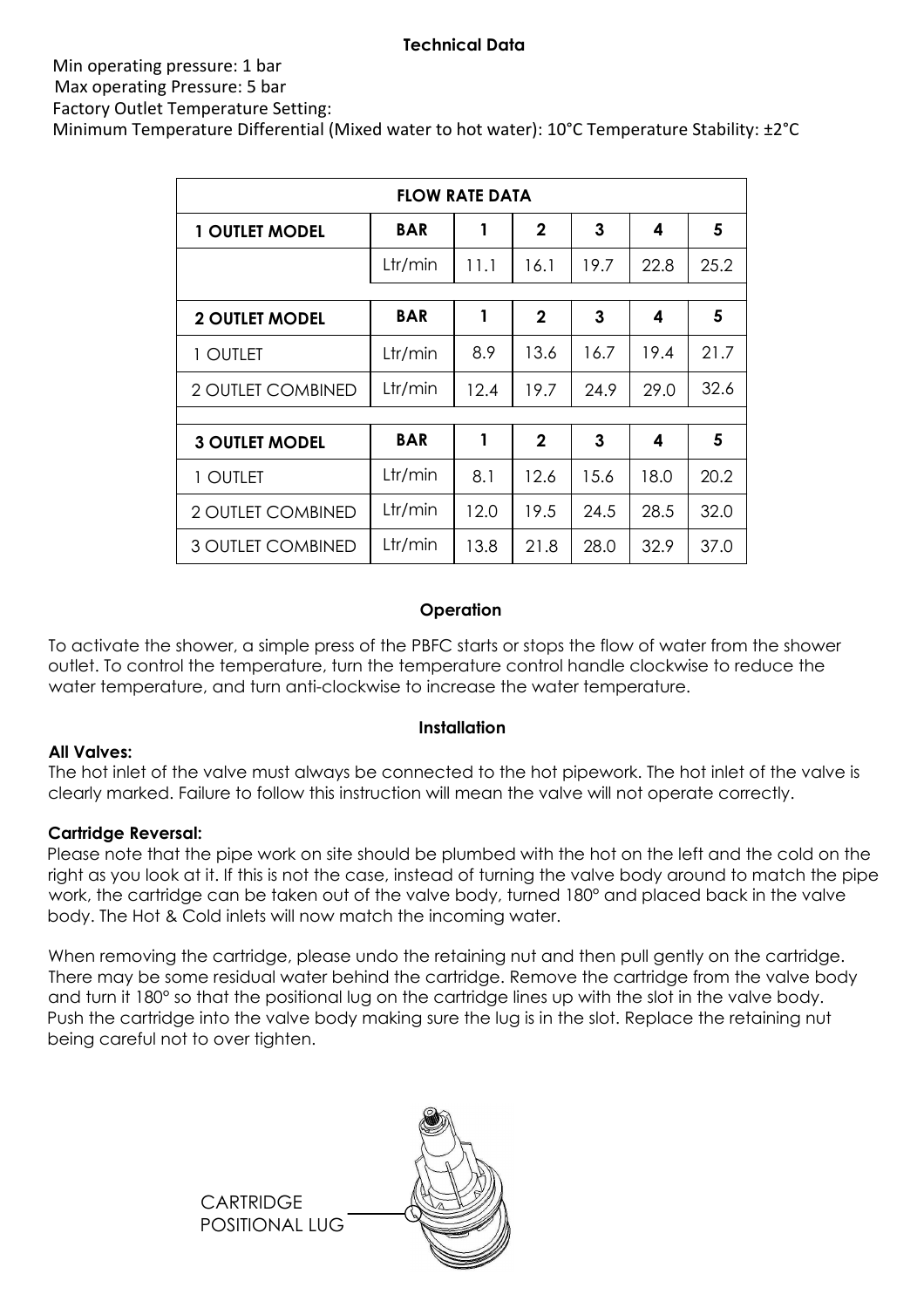## Technical Data

Min operating pressure: 1 bar
Max operating Pressure: 5 bar
Factory Outlet Temperature Setting:
Minimum Temperature Differential (Mixed water to hot water): 10°C Temperature Stability: ±2°C

| FLOW RATE DATA | | | | | | |
|---|---|---|---|---|---|---|
| **1 OUTLET MODEL** | **BAR** | **1** | **2** | **3** | **4** | **5** |
| | Ltr/min | 11.1 | 16.1 | 19.7 | 22.8 | 25.2 |
| | | | | | | |
| **2 OUTLET MODEL** | **BAR** | **1** | **2** | **3** | **4** | **5** |
| 1 OUTLET | Ltr/min | 8.9 | 13.6 | 16.7 | 19.4 | 21.7 |
| 2 OUTLET COMBINED | Ltr/min | 12.4 | 19.7 | 24.9 | 29.0 | 32.6 |
| | | | | | | |
| **3 OUTLET MODEL** | **BAR** | **1** | **2** | **3** | **4** | **5** |
| 1 OUTLET | Ltr/min | 8.1 | 12.6 | 15.6 | 18.0 | 20.2 |
| 2 OUTLET COMBINED | Ltr/min | 12.0 | 19.5 | 24.5 | 28.5 | 32.0 |
| 3 OUTLET COMBINED | Ltr/min | 13.8 | 21.8 | 28.0 | 32.9 | 37.0 |

## Operation

To activate the shower, a simple press of the PBFC starts or stops the flow of water from the shower outlet. To control the temperature, turn the temperature control handle clockwise to reduce the water temperature, and turn anti-clockwise to increase the water temperature.

## Installation

**All Valves:**
The hot inlet of the valve must always be connected to the hot pipework. The hot inlet of the valve is clearly marked. Failure to follow this instruction will mean the valve will not operate correctly.

**Cartridge Reversal:**
Please note that the pipe work on site should be plumbed with the hot on the left and the cold on the right as you look at it. If this is not the case, instead of turning the valve body around to match the pipe work, the cartridge can be taken out of the valve body, turned 180º and placed back in the valve body. The Hot & Cold inlets will now match the incoming water.

When removing the cartridge, please undo the retaining nut and then pull gently on the cartridge. There may be some residual water behind the cartridge. Remove the cartridge from the valve body and turn it 180º so that the positional lug on the cartridge lines up with the slot in the valve body. Push the cartridge into the valve body making sure the lug is in the slot. Replace the retaining nut being careful not to over tighten.

CARTRIDGE POSITIONAL LUG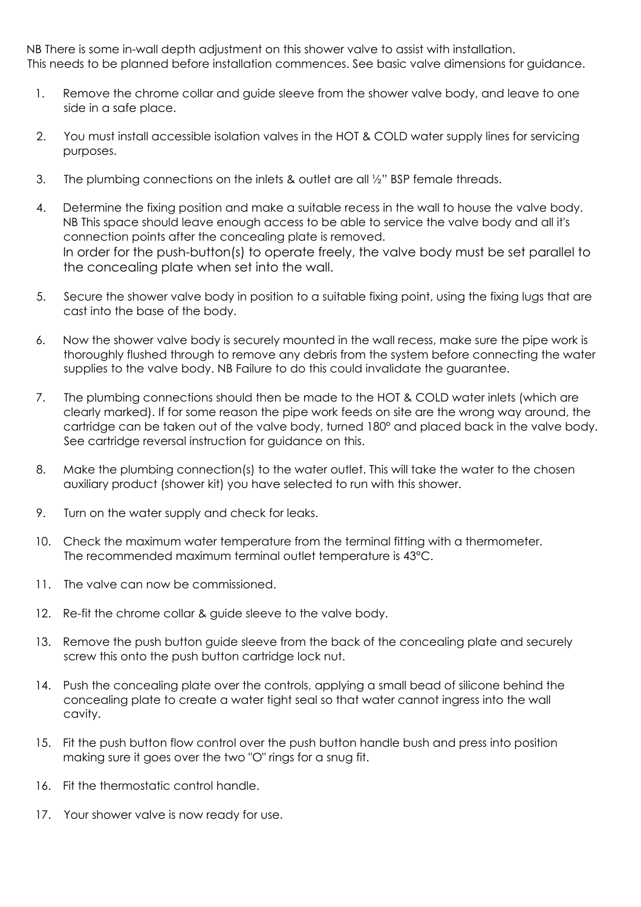NB There is some in-wall depth adjustment on this shower valve to assist with installation. This needs to be planned before installation commences. See basic valve dimensions for guidance.

1. Remove the chrome collar and guide sleeve from the shower valve body, and leave to one side in a safe place.

2. You must install accessible isolation valves in the HOT & COLD water supply lines for servicing purposes.

3. The plumbing connections on the inlets & outlet are all ½" BSP female threads.

4. Determine the fixing position and make a suitable recess in the wall to house the valve body. NB This space should leave enough access to be able to service the valve body and all it's connection points after the concealing plate is removed.
   In order for the push-button(s) to operate freely, the valve body must be set parallel to the concealing plate when set into the wall.

5. Secure the shower valve body in position to a suitable fixing point, using the fixing lugs that are cast into the base of the body.

6. Now the shower valve body is securely mounted in the wall recess, make sure the pipe work is thoroughly flushed through to remove any debris from the system before connecting the water supplies to the valve body. NB Failure to do this could invalidate the guarantee.

7. The plumbing connections should then be made to the HOT & COLD water inlets (which are clearly marked). If for some reason the pipe work feeds on site are the wrong way around, the cartridge can be taken out of the valve body, turned 180° and placed back in the valve body. See cartridge reversal instruction for guidance on this.

8. Make the plumbing connection(s) to the water outlet. This will take the water to the chosen auxiliary product (shower kit) you have selected to run with this shower.

9. Turn on the water supply and check for leaks.

10. Check the maximum water temperature from the terminal fitting with a thermometer. The recommended maximum terminal outlet temperature is 43°C.

11. The valve can now be commissioned.

12. Re-fit the chrome collar & guide sleeve to the valve body.

13. Remove the push button guide sleeve from the back of the concealing plate and securely screw this onto the push button cartridge lock nut.

14. Push the concealing plate over the controls, applying a small bead of silicone behind the concealing plate to create a water tight seal so that water cannot ingress into the wall cavity.

15. Fit the push button flow control over the push button handle bush and press into position making sure it goes over the two "O" rings for a snug fit.

16. Fit the thermostatic control handle.

17. Your shower valve is now ready for use.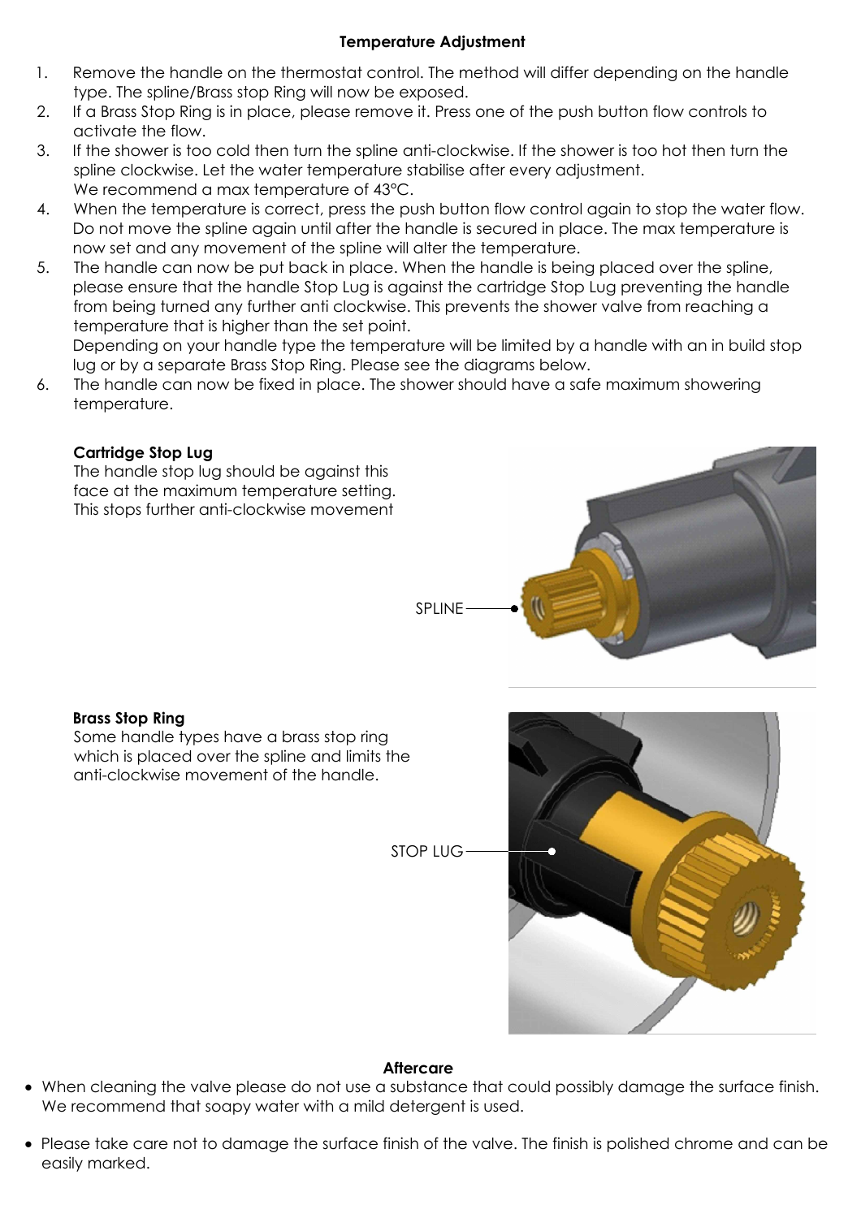## Temperature Adjustment

1. Remove the handle on the thermostat control. The method will differ depending on the handle type. The spline/Brass stop Ring will now be exposed.
2. If a Brass Stop Ring is in place, please remove it. Press one of the push button flow controls to activate the flow.
3. If the shower is too cold then turn the spline anti-clockwise. If the shower is too hot then turn the spline clockwise. Let the water temperature stabilise after every adjustment.
   We recommend a max temperature of 43°C.
4. When the temperature is correct, press the push button flow control again to stop the water flow. Do not move the spline again until after the handle is secured in place. The max temperature is now set and any movement of the spline will alter the temperature.
5. The handle can now be put back in place. When the handle is being placed over the spline, please ensure that the handle Stop Lug is against the cartridge Stop Lug preventing the handle from being turned any further anti clockwise. This prevents the shower valve from reaching a temperature that is higher than the set point.
   Depending on your handle type the temperature will be limited by a handle with an in build stop lug or by a separate Brass Stop Ring. Please see the diagrams below.
6. The handle can now be fixed in place. The shower should have a safe maximum showering temperature.

**Cartridge Stop Lug**
The handle stop lug should be against this face at the maximum temperature setting. This stops further anti-clockwise movement

SPLINE

**Brass Stop Ring**
Some handle types have a brass stop ring which is placed over the spline and limits the anti-clockwise movement of the handle.

STOP LUG

## Aftercare

- When cleaning the valve please do not use a substance that could possibly damage the surface finish. We recommend that soapy water with a mild detergent is used.
- Please take care not to damage the surface finish of the valve. The finish is polished chrome and can be easily marked.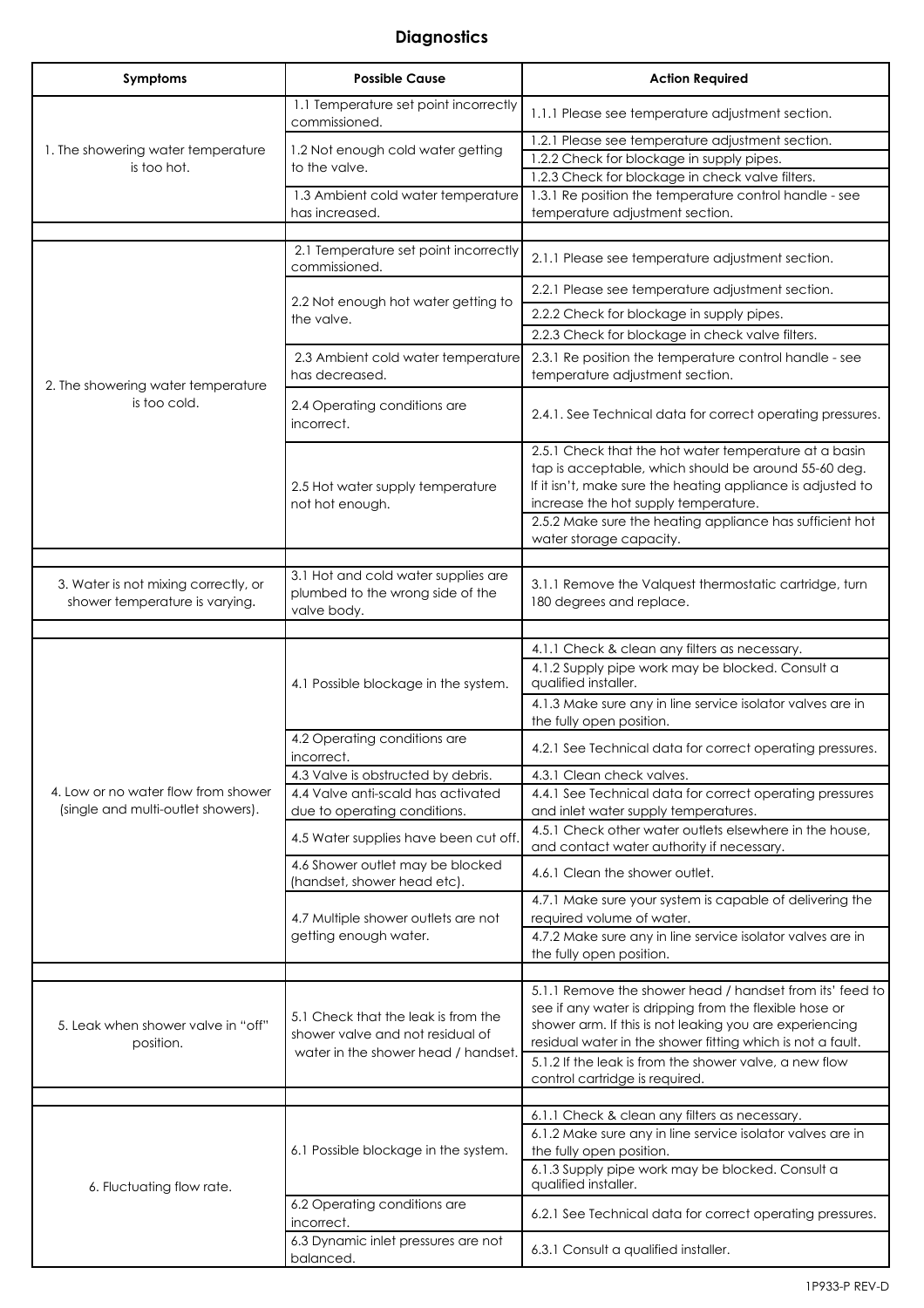## Diagnostics

| Symptoms | Possible Cause | Action Required |
|---|---|---|
| 1. The showering water temperature is too hot. | 1.1 Temperature set point incorrectly commissioned. | 1.1.1 Please see temperature adjustment section. |
| | 1.2 Not enough cold water getting to the valve. | 1.2.1 Please see temperature adjustment section. |
| | | 1.2.2 Check for blockage in supply pipes. |
| | | 1.2.3 Check for blockage in check valve filters. |
| | 1.3 Ambient cold water temperature has increased. | 1.3.1 Re position the temperature control handle - see temperature adjustment section. |
| | | |
| 2. The showering water temperature is too cold. | 2.1 Temperature set point incorrectly commissioned. | 2.1.1 Please see temperature adjustment section. |
| | 2.2 Not enough hot water getting to the valve. | 2.2.1 Please see temperature adjustment section. |
| | | 2.2.2 Check for blockage in supply pipes. |
| | | 2.2.3 Check for blockage in check valve filters. |
| | 2.3 Ambient cold water temperature has decreased. | 2.3.1 Re position the temperature control handle - see temperature adjustment section. |
| | 2.4 Operating conditions are incorrect. | 2.4.1. See Technical data for correct operating pressures. |
| | 2.5 Hot water supply temperature not hot enough. | 2.5.1 Check that the hot water temperature at a basin tap is acceptable, which should be around 55-60 deg. If it isn't, make sure the heating appliance is adjusted to increase the hot supply temperature. |
| | | 2.5.2 Make sure the heating appliance has sufficient hot water storage capacity. |
| | | |
| 3. Water is not mixing correctly, or shower temperature is varying. | 3.1 Hot and cold water supplies are plumbed to the wrong side of the valve body. | 3.1.1 Remove the Valquest thermostatic cartridge, turn 180 degrees and replace. |
| | | |
| 4. Low or no water flow from shower (single and multi-outlet showers). | 4.1 Possible blockage in the system. | 4.1.1 Check & clean any filters as necessary. |
| | | 4.1.2 Supply pipe work may be blocked. Consult a qualified installer. |
| | | 4.1.3 Make sure any in line service isolator valves are in the fully open position. |
| | 4.2 Operating conditions are incorrect. | 4.2.1 See Technical data for correct operating pressures. |
| | 4.3 Valve is obstructed by debris. | 4.3.1 Clean check valves. |
| | 4.4 Valve anti-scald has activated due to operating conditions. | 4.4.1 See Technical data for correct operating pressures and inlet water supply temperatures. |
| | 4.5 Water supplies have been cut off. | 4.5.1 Check other water outlets elsewhere in the house, and contact water authority if necessary. |
| | 4.6 Shower outlet may be blocked (handset, shower head etc). | 4.6.1 Clean the shower outlet. |
| | 4.7 Multiple shower outlets are not getting enough water. | 4.7.1 Make sure your system is capable of delivering the required volume of water. |
| | | 4.7.2 Make sure any in line service isolator valves are in the fully open position. |
| | | |
| 5. Leak when shower valve in "off" position. | 5.1 Check that the leak is from the shower valve and not residual of water in the shower head / handset. | 5.1.1 Remove the shower head / handset from its' feed to see if any water is dripping from the flexible hose or shower arm. If this is not leaking you are experiencing residual water in the shower fitting which is not a fault. |
| | | 5.1.2 If the leak is from the shower valve, a new flow control cartridge is required. |
| | | |
| 6. Fluctuating flow rate. | 6.1 Possible blockage in the system. | 6.1.1 Check & clean any filters as necessary. |
| | | 6.1.2 Make sure any in line service isolator valves are in the fully open position. |
| | | 6.1.3 Supply pipe work may be blocked. Consult a qualified installer. |
| | 6.2 Operating conditions are incorrect. | 6.2.1 See Technical data for correct operating pressures. |
| | 6.3 Dynamic inlet pressures are not balanced. | 6.3.1 Consult a qualified installer. |

1P933-P REV-D